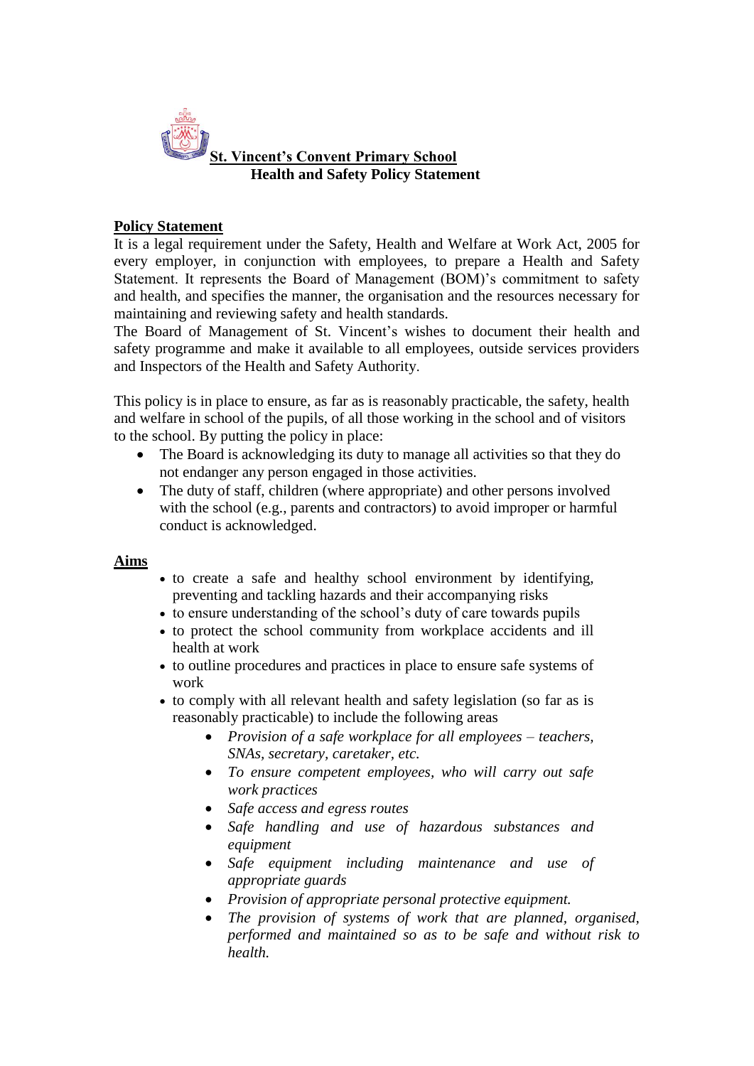# St. Vincent's Convent Primary School

## Health and Safety Policy Statement

### Policy Statement

It is a legal requirement under the Safety, Health and Welfare at Work Act, 2005 for every employer, in conjunction with employees, to prepare a Health and Safety Statement. It represents the Board of Management (BOM)'s commitment to safety and health, and specifies the manner, the organisation and the resources necessary for maintaining and reviewing safety and health standards.

The Board of Management of St. Vincent's wishes to document their health and safety programme and make it available to all employees, outside services providers and Inspectors of the Health and Safety Authority.

This policy is in place to ensure, as far as is reasonably practicable, the safety, health and welfare in school of the pupils, of all those working in the school and of visitors to the school. By putting the policy in place:

- The Board is acknowledging its duty to manage all activities so that they do not endanger any person engaged in those activities.
- The duty of staff, children (where appropriate) and other persons involved with the school (e.g., parents and contractors) to avoid improper or harmful conduct is acknowledged.

### Aims

- to create a safe and healthy school environment by identifying, preventing and tackling hazards and their accompanying risks
- to ensure understanding of the school's duty of care towards pupils
- to protect the school community from workplace accidents and ill health at work
- to outline procedures and practices in place to ensure safe systems of work
- to comply with all relevant health and safety legislation (so far as is reasonably practicable) to include the following areas
  - *Provision of a safe workplace for all employees – teachers, SNAs, secretary, caretaker, etc.*
  - *To ensure competent employees, who will carry out safe work practices*
  - *Safe access and egress routes*
  - *Safe handling and use of hazardous substances and equipment*
  - *Safe equipment including maintenance and use of appropriate guards*
  - *Provision of appropriate personal protective equipment.*
  - *The provision of systems of work that are planned, organised, performed and maintained so as to be safe and without risk to health.*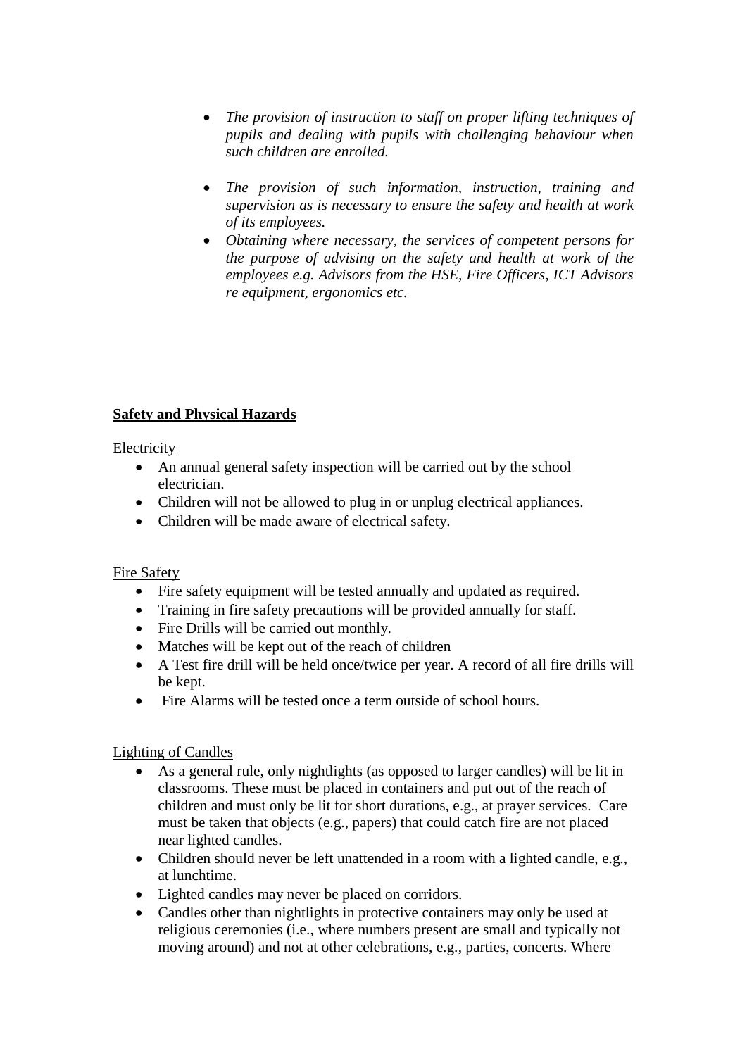- *The provision of instruction to staff on proper lifting techniques of pupils and dealing with pupils with challenging behaviour when such children are enrolled.*

- *The provision of such information, instruction, training and supervision as is necessary to ensure the safety and health at work of its employees.*
- *Obtaining where necessary, the services of competent persons for the purpose of advising on the safety and health at work of the employees e.g. Advisors from the HSE, Fire Officers, ICT Advisors re equipment, ergonomics etc.*

## Safety and Physical Hazards

### Electricity

- An annual general safety inspection will be carried out by the school electrician.
- Children will not be allowed to plug in or unplug electrical appliances.
- Children will be made aware of electrical safety.

### Fire Safety

- Fire safety equipment will be tested annually and updated as required.
- Training in fire safety precautions will be provided annually for staff.
- Fire Drills will be carried out monthly.
- Matches will be kept out of the reach of children
- A Test fire drill will be held once/twice per year. A record of all fire drills will be kept.
- Fire Alarms will be tested once a term outside of school hours.

### Lighting of Candles

- As a general rule, only nightlights (as opposed to larger candles) will be lit in classrooms. These must be placed in containers and put out of the reach of children and must only be lit for short durations, e.g., at prayer services. Care must be taken that objects (e.g., papers) that could catch fire are not placed near lighted candles.
- Children should never be left unattended in a room with a lighted candle, e.g., at lunchtime.
- Lighted candles may never be placed on corridors.
- Candles other than nightlights in protective containers may only be used at religious ceremonies (i.e., where numbers present are small and typically not moving around) and not at other celebrations, e.g., parties, concerts. Where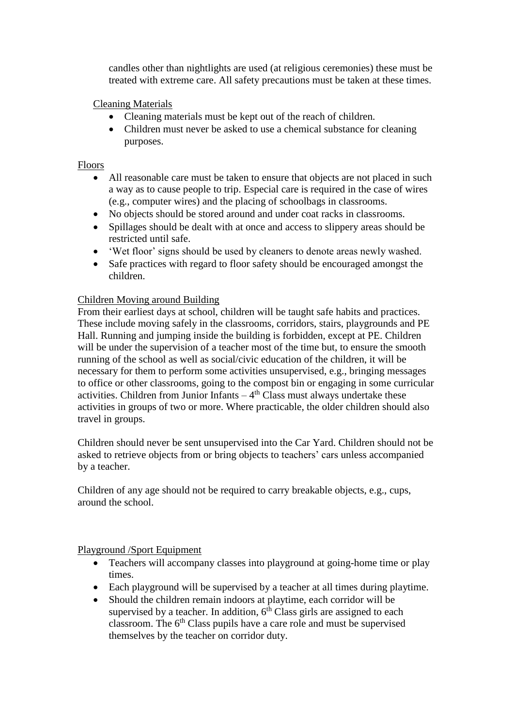candles other than nightlights are used (at religious ceremonies) these must be treated with extreme care. All safety precautions must be taken at these times.

Cleaning Materials

- Cleaning materials must be kept out of the reach of children.
- Children must never be asked to use a chemical substance for cleaning purposes.

Floors

- All reasonable care must be taken to ensure that objects are not placed in such a way as to cause people to trip. Especial care is required in the case of wires (e.g., computer wires) and the placing of schoolbags in classrooms.
- No objects should be stored around and under coat racks in classrooms.
- Spillages should be dealt with at once and access to slippery areas should be restricted until safe.
- 'Wet floor' signs should be used by cleaners to denote areas newly washed.
- Safe practices with regard to floor safety should be encouraged amongst the children.

Children Moving around Building

From their earliest days at school, children will be taught safe habits and practices. These include moving safely in the classrooms, corridors, stairs, playgrounds and PE Hall. Running and jumping inside the building is forbidden, except at PE. Children will be under the supervision of a teacher most of the time but, to ensure the smooth running of the school as well as social/civic education of the children, it will be necessary for them to perform some activities unsupervised, e.g., bringing messages to office or other classrooms, going to the compost bin or engaging in some curricular activities. Children from Junior Infants – 4th Class must always undertake these activities in groups of two or more. Where practicable, the older children should also travel in groups.

Children should never be sent unsupervised into the Car Yard. Children should not be asked to retrieve objects from or bring objects to teachers' cars unless accompanied by a teacher.

Children of any age should not be required to carry breakable objects, e.g., cups, around the school.

Playground /Sport Equipment

- Teachers will accompany classes into playground at going-home time or play times.
- Each playground will be supervised by a teacher at all times during playtime.
- Should the children remain indoors at playtime, each corridor will be supervised by a teacher. In addition, 6th Class girls are assigned to each classroom. The 6th Class pupils have a care role and must be supervised themselves by the teacher on corridor duty.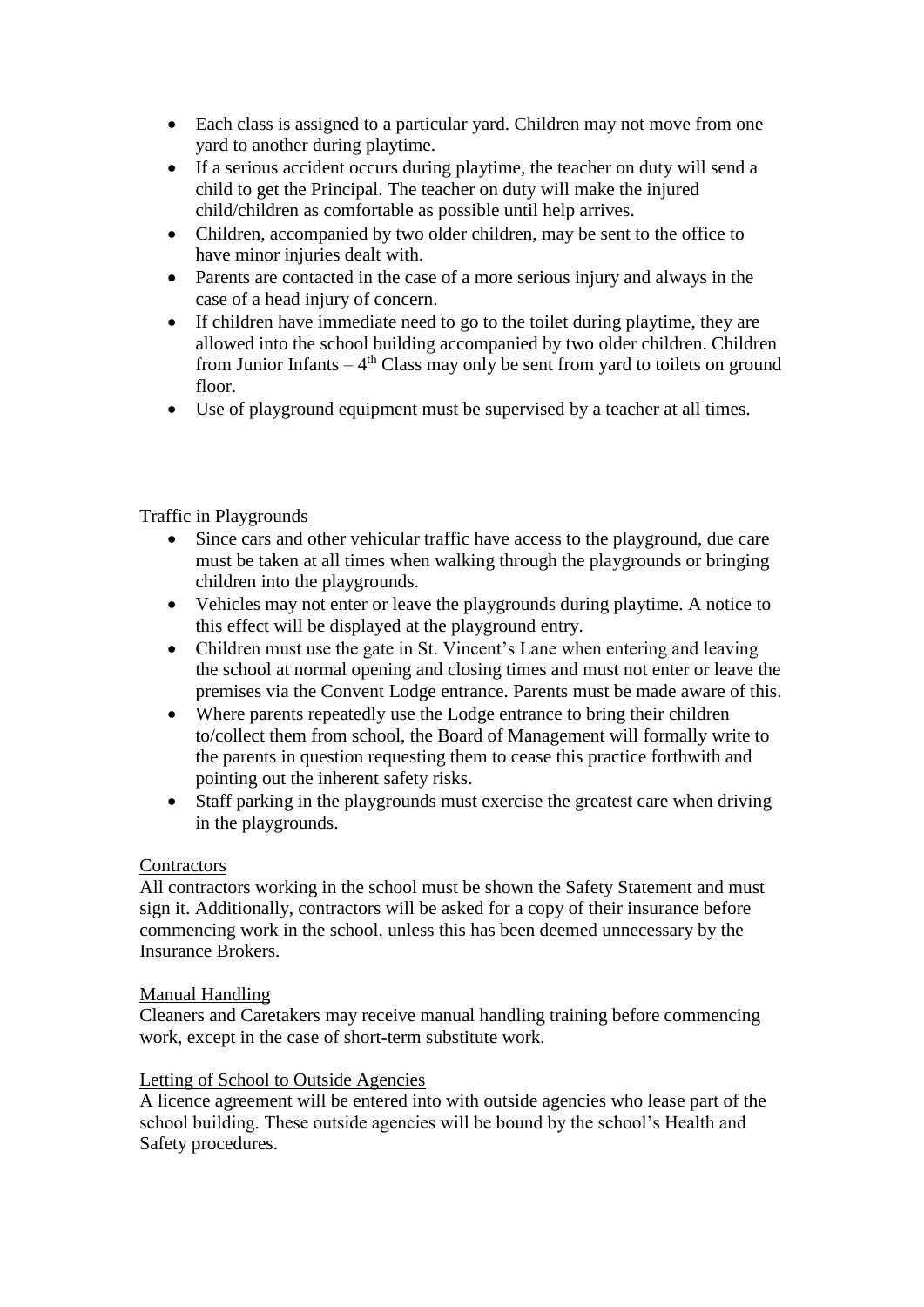- Each class is assigned to a particular yard. Children may not move from one yard to another during playtime.
- If a serious accident occurs during playtime, the teacher on duty will send a child to get the Principal. The teacher on duty will make the injured child/children as comfortable as possible until help arrives.
- Children, accompanied by two older children, may be sent to the office to have minor injuries dealt with.
- Parents are contacted in the case of a more serious injury and always in the case of a head injury of concern.
- If children have immediate need to go to the toilet during playtime, they are allowed into the school building accompanied by two older children. Children from Junior Infants – 4th Class may only be sent from yard to toilets on ground floor.
- Use of playground equipment must be supervised by a teacher at all times.

Traffic in Playgrounds

- Since cars and other vehicular traffic have access to the playground, due care must be taken at all times when walking through the playgrounds or bringing children into the playgrounds.
- Vehicles may not enter or leave the playgrounds during playtime. A notice to this effect will be displayed at the playground entry.
- Children must use the gate in St. Vincent's Lane when entering and leaving the school at normal opening and closing times and must not enter or leave the premises via the Convent Lodge entrance. Parents must be made aware of this.
- Where parents repeatedly use the Lodge entrance to bring their children to/collect them from school, the Board of Management will formally write to the parents in question requesting them to cease this practice forthwith and pointing out the inherent safety risks.
- Staff parking in the playgrounds must exercise the greatest care when driving in the playgrounds.

Contractors

All contractors working in the school must be shown the Safety Statement and must sign it. Additionally, contractors will be asked for a copy of their insurance before commencing work in the school, unless this has been deemed unnecessary by the Insurance Brokers.

Manual Handling

Cleaners and Caretakers may receive manual handling training before commencing work, except in the case of short-term substitute work.

Letting of School to Outside Agencies

A licence agreement will be entered into with outside agencies who lease part of the school building. These outside agencies will be bound by the school's Health and Safety procedures.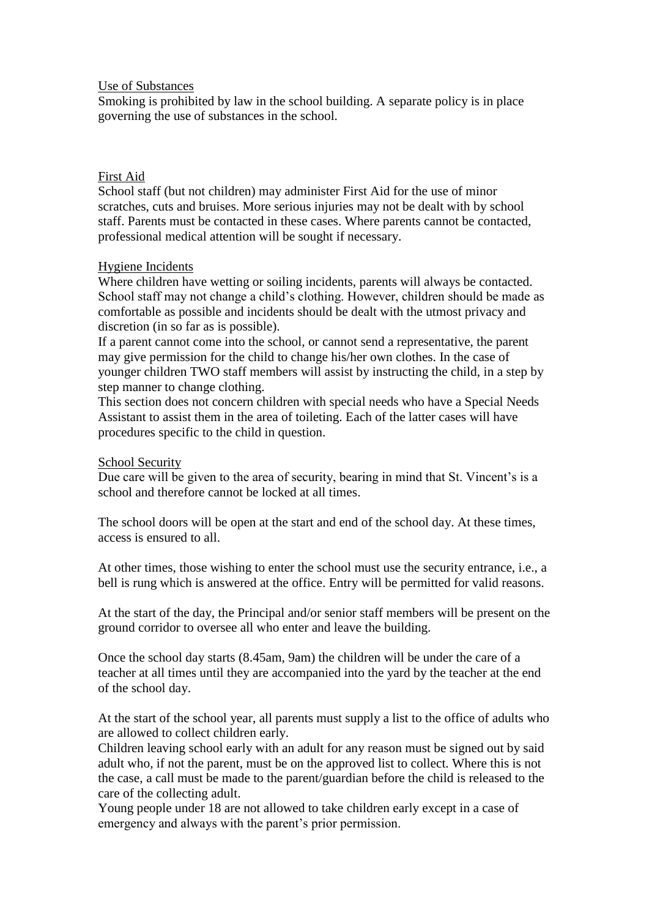## Use of Substances

Smoking is prohibited by law in the school building. A separate policy is in place governing the use of substances in the school.

## First Aid

School staff (but not children) may administer First Aid for the use of minor scratches, cuts and bruises. More serious injuries may not be dealt with by school staff. Parents must be contacted in these cases. Where parents cannot be contacted, professional medical attention will be sought if necessary.

## Hygiene Incidents

Where children have wetting or soiling incidents, parents will always be contacted. School staff may not change a child's clothing. However, children should be made as comfortable as possible and incidents should be dealt with the utmost privacy and discretion (in so far as is possible).

If a parent cannot come into the school, or cannot send a representative, the parent may give permission for the child to change his/her own clothes. In the case of younger children TWO staff members will assist by instructing the child, in a step by step manner to change clothing.

This section does not concern children with special needs who have a Special Needs Assistant to assist them in the area of toileting. Each of the latter cases will have procedures specific to the child in question.

## School Security

Due care will be given to the area of security, bearing in mind that St. Vincent's is a school and therefore cannot be locked at all times.

The school doors will be open at the start and end of the school day. At these times, access is ensured to all.

At other times, those wishing to enter the school must use the security entrance, i.e., a bell is rung which is answered at the office. Entry will be permitted for valid reasons.

At the start of the day, the Principal and/or senior staff members will be present on the ground corridor to oversee all who enter and leave the building.

Once the school day starts (8.45am, 9am) the children will be under the care of a teacher at all times until they are accompanied into the yard by the teacher at the end of the school day.

At the start of the school year, all parents must supply a list to the office of adults who are allowed to collect children early.

Children leaving school early with an adult for any reason must be signed out by said adult who, if not the parent, must be on the approved list to collect. Where this is not the case, a call must be made to the parent/guardian before the child is released to the care of the collecting adult.

Young people under 18 are not allowed to take children early except in a case of emergency and always with the parent's prior permission.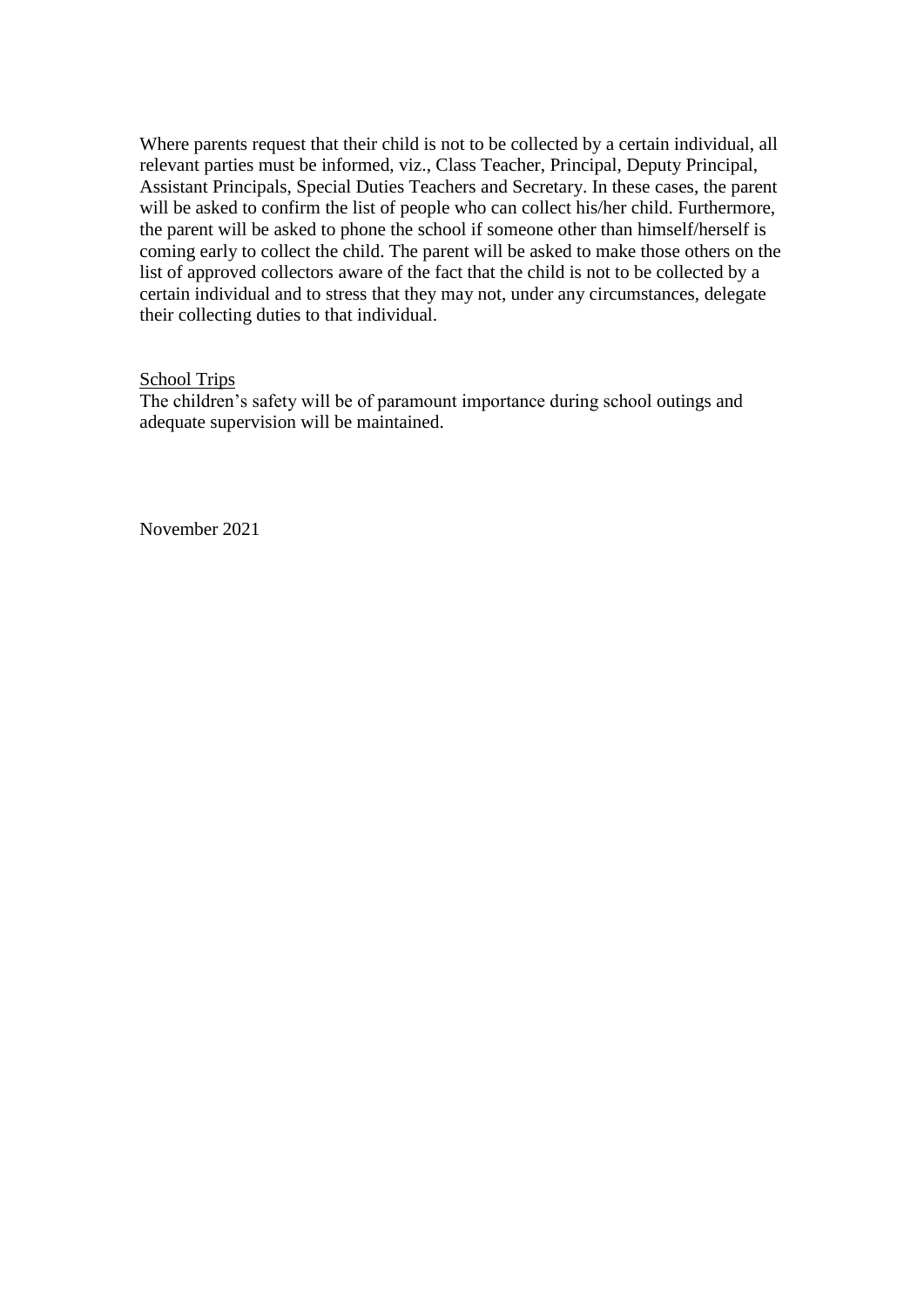Where parents request that their child is not to be collected by a certain individual, all relevant parties must be informed, viz., Class Teacher, Principal, Deputy Principal, Assistant Principals, Special Duties Teachers and Secretary. In these cases, the parent will be asked to confirm the list of people who can collect his/her child. Furthermore, the parent will be asked to phone the school if someone other than himself/herself is coming early to collect the child. The parent will be asked to make those others on the list of approved collectors aware of the fact that the child is not to be collected by a certain individual and to stress that they may not, under any circumstances, delegate their collecting duties to that individual.

<u>School Trips</u>

The children's safety will be of paramount importance during school outings and adequate supervision will be maintained.

November 2021